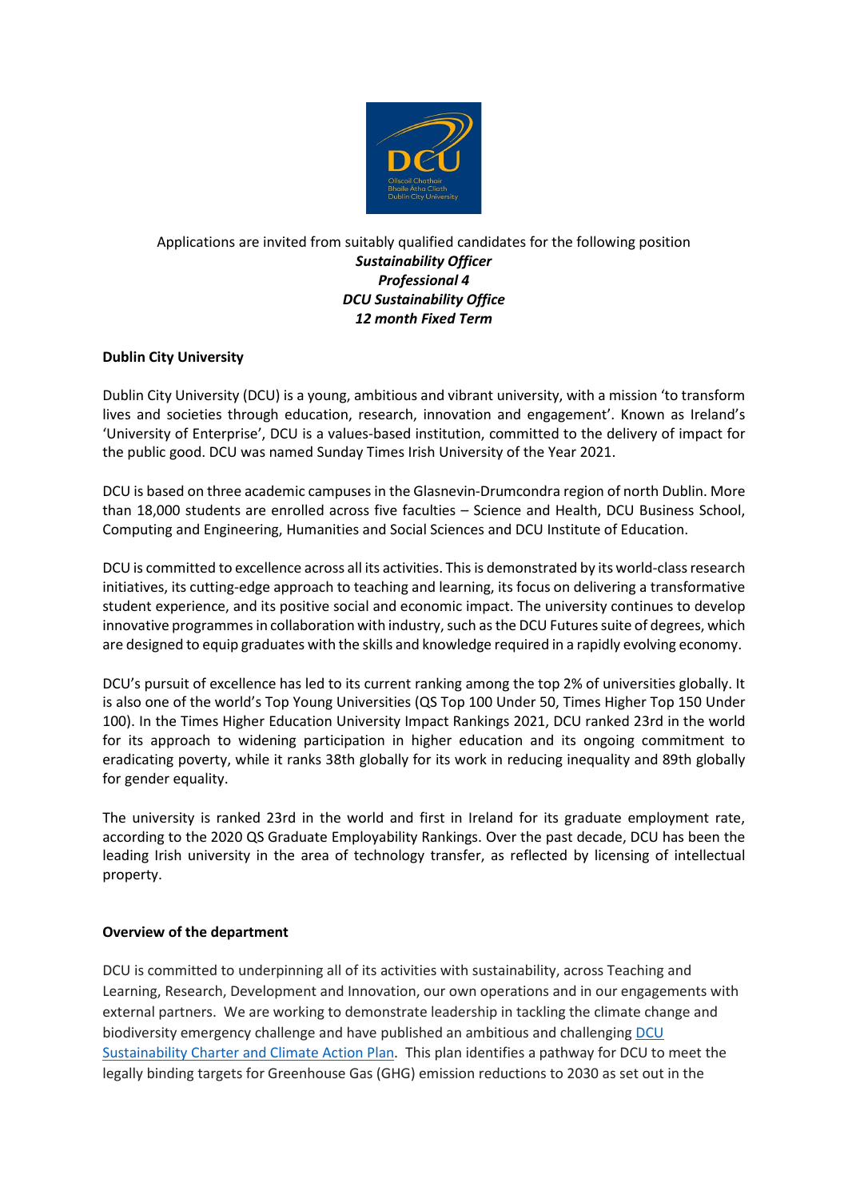Applications are invited from suitably qualified candidates for the following position

***Sustainability Officer***
***Professional 4***
***DCU Sustainability Office***
***12 month Fixed Term***

**Dublin City University**

Dublin City University (DCU) is a young, ambitious and vibrant university, with a mission 'to transform lives and societies through education, research, innovation and engagement'. Known as Ireland's 'University of Enterprise', DCU is a values-based institution, committed to the delivery of impact for the public good. DCU was named Sunday Times Irish University of the Year 2021.

DCU is based on three academic campuses in the Glasnevin-Drumcondra region of north Dublin. More than 18,000 students are enrolled across five faculties – Science and Health, DCU Business School, Computing and Engineering, Humanities and Social Sciences and DCU Institute of Education.

DCU is committed to excellence across all its activities. This is demonstrated by its world-class research initiatives, its cutting-edge approach to teaching and learning, its focus on delivering a transformative student experience, and its positive social and economic impact. The university continues to develop innovative programmes in collaboration with industry, such as the DCU Futures suite of degrees, which are designed to equip graduates with the skills and knowledge required in a rapidly evolving economy.

DCU's pursuit of excellence has led to its current ranking among the top 2% of universities globally. It is also one of the world's Top Young Universities (QS Top 100 Under 50, Times Higher Top 150 Under 100). In the Times Higher Education University Impact Rankings 2021, DCU ranked 23rd in the world for its approach to widening participation in higher education and its ongoing commitment to eradicating poverty, while it ranks 38th globally for its work in reducing inequality and 89th globally for gender equality.

The university is ranked 23rd in the world and first in Ireland for its graduate employment rate, according to the 2020 QS Graduate Employability Rankings. Over the past decade, DCU has been the leading Irish university in the area of technology transfer, as reflected by licensing of intellectual property.

**Overview of the department**

DCU is committed to underpinning all of its activities with sustainability, across Teaching and Learning, Research, Development and Innovation, our own operations and in our engagements with external partners. We are working to demonstrate leadership in tackling the climate change and biodiversity emergency challenge and have published an ambitious and challenging DCU Sustainability Charter and Climate Action Plan. This plan identifies a pathway for DCU to meet the legally binding targets for Greenhouse Gas (GHG) emission reductions to 2030 as set out in the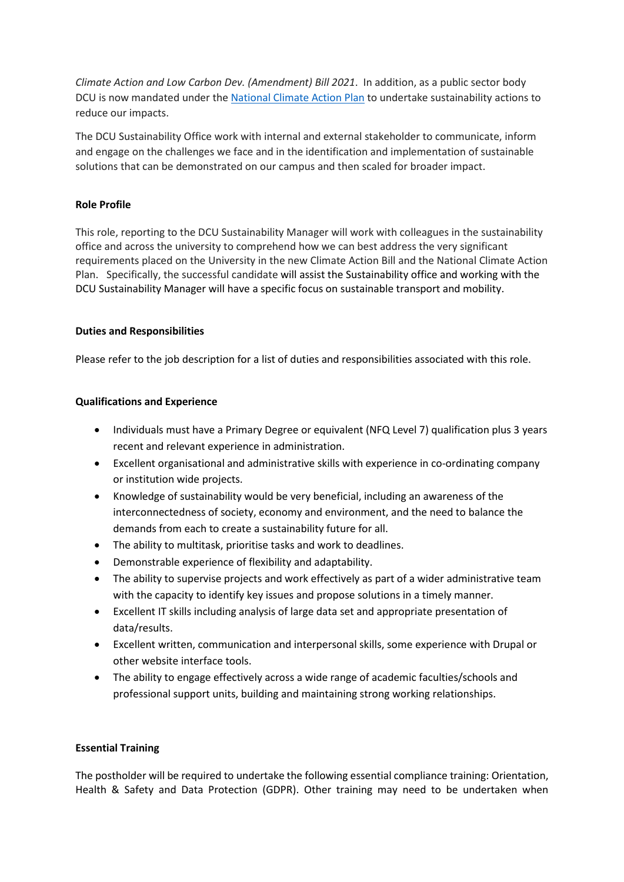*Climate Action and Low Carbon Dev. (Amendment) Bill 2021*. In addition, as a public sector body DCU is now mandated under the National Climate Action Plan to undertake sustainability actions to reduce our impacts.

The DCU Sustainability Office work with internal and external stakeholder to communicate, inform and engage on the challenges we face and in the identification and implementation of sustainable solutions that can be demonstrated on our campus and then scaled for broader impact.

**Role Profile**

This role, reporting to the DCU Sustainability Manager will work with colleagues in the sustainability office and across the university to comprehend how we can best address the very significant requirements placed on the University in the new Climate Action Bill and the National Climate Action Plan. Specifically, the successful candidate will assist the Sustainability office and working with the DCU Sustainability Manager will have a specific focus on sustainable transport and mobility.

**Duties and Responsibilities**

Please refer to the job description for a list of duties and responsibilities associated with this role.

**Qualifications and Experience**

- Individuals must have a Primary Degree or equivalent (NFQ Level 7) qualification plus 3 years recent and relevant experience in administration.
- Excellent organisational and administrative skills with experience in co-ordinating company or institution wide projects.
- Knowledge of sustainability would be very beneficial, including an awareness of the interconnectedness of society, economy and environment, and the need to balance the demands from each to create a sustainability future for all.
- The ability to multitask, prioritise tasks and work to deadlines.
- Demonstrable experience of flexibility and adaptability.
- The ability to supervise projects and work effectively as part of a wider administrative team with the capacity to identify key issues and propose solutions in a timely manner.
- Excellent IT skills including analysis of large data set and appropriate presentation of data/results.
- Excellent written, communication and interpersonal skills, some experience with Drupal or other website interface tools.
- The ability to engage effectively across a wide range of academic faculties/schools and professional support units, building and maintaining strong working relationships.

**Essential Training**

The postholder will be required to undertake the following essential compliance training: Orientation, Health & Safety and Data Protection (GDPR). Other training may need to be undertaken when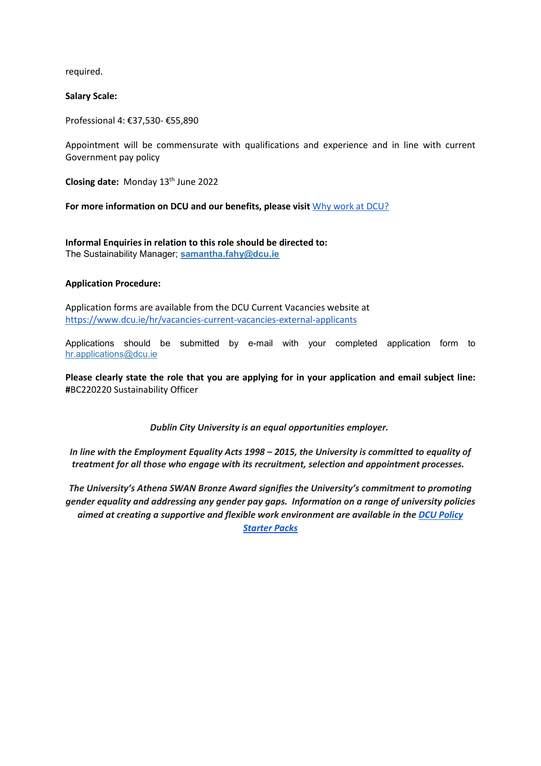required.

**Salary Scale:**

Professional 4: €37,530- €55,890

Appointment will be commensurate with qualifications and experience and in line with current Government pay policy

**Closing date:** Monday 13th June 2022

**For more information on DCU and our benefits, please visit** Why work at DCU?

**Informal Enquiries in relation to this role should be directed to:**
The Sustainability Manager; **samantha.fahy@dcu.ie**

**Application Procedure:**

Application forms are available from the DCU Current Vacancies website at https://www.dcu.ie/hr/vacancies-current-vacancies-external-applicants

Applications should be submitted by e-mail with your completed application form to hr.applications@dcu.ie

**Please clearly state the role that you are applying for in your application and email subject line:** **#**BC220220 Sustainability Officer

***Dublin City University is an equal opportunities employer.***

***In line with the Employment Equality Acts 1998 – 2015, the University is committed to equality of treatment for all those who engage with its recruitment, selection and appointment processes.***

***The University's Athena SWAN Bronze Award signifies the University's commitment to promoting gender equality and addressing any gender pay gaps. Information on a range of university policies aimed at creating a supportive and flexible work environment are available in the DCU Policy Starter Packs***